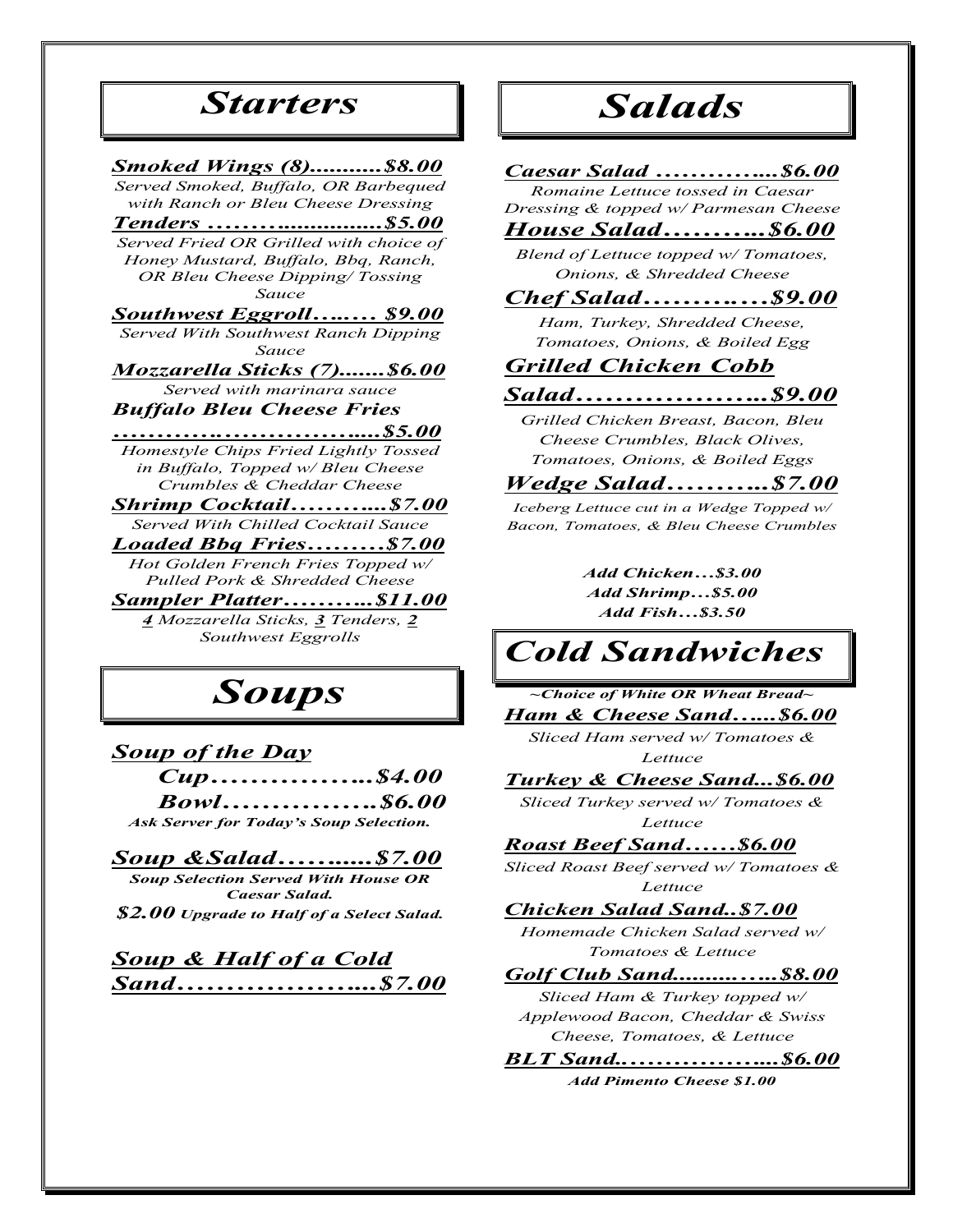# Starters

***Smoked Wings (8)..........$8.00***
*Served Smoked, Buffalo, OR Barbequed with Ranch or Bleu Cheese Dressing*

***Tenders ………...............$5.00***
*Served Fried OR Grilled with choice of Honey Mustard, Buffalo, Bbq, Ranch, OR Bleu Cheese Dipping/ Tossing Sauce*

***Southwest Eggroll….…. $9.00***
*Served With Southwest Ranch Dipping Sauce*

***Mozzarella Sticks (7).......$6.00***
*Served with marinara sauce*

***Buffalo Bleu Cheese Fries ………….……………......$5.00***
*Homestyle Chips Fried Lightly Tossed in Buffalo, Topped w/ Bleu Cheese Crumbles & Cheddar Cheese*

***Shrimp Cocktail………....$7.00***
*Served With Chilled Cocktail Sauce*

***Loaded Bbq Fries………$7.00***
*Hot Golden French Fries Topped w/ Pulled Pork & Shredded Cheese*

***Sampler Platter………..$11.00***
*4 Mozzarella Sticks, 3 Tenders, 2 Southwest Eggrolls*

# Soups

***Soup of the Day***
***Cup……………...$4.00***
***Bowl…………….$6.00***
***Ask Server for Today's Soup Selection.***

***Soup &Salad……......$7.00***
***Soup Selection Served With House OR Caesar Salad.***
***$2.00 Upgrade to Half of a Select Salad.***

***Soup & Half of a Cold Sand………………....$7.00***

# Salads

***Caesar Salad …………....$6.00***
*Romaine Lettuce tossed in Caesar Dressing & topped w/ Parmesan Cheese*

***House Salad………...$6.00***
*Blend of Lettuce topped w/ Tomatoes, Onions, & Shredded Cheese*

***Chef Salad……….…$9.00***
*Ham, Turkey, Shredded Cheese, Tomatoes, Onions, & Boiled Egg*

***Grilled Chicken Cobb Salad………………..$9.00***
*Grilled Chicken Breast, Bacon, Bleu Cheese Crumbles, Black Olives, Tomatoes, Onions, & Boiled Eggs*

***Wedge Salad………..$7.00***
*Iceberg Lettuce cut in a Wedge Topped w/ Bacon, Tomatoes, & Bleu Cheese Crumbles*

***Add Chicken…$3.00***
***Add Shrimp…$5.00***
***Add Fish…$3.50***

# Cold Sandwiches

***~Choice of White OR Wheat Bread~***

***Ham & Cheese Sand…...$6.00***
*Sliced Ham served w/ Tomatoes & Lettuce*

***Turkey & Cheese Sand...$6.00***
*Sliced Turkey served w/ Tomatoes & Lettuce*

***Roast Beef Sand……$6.00***
*Sliced Roast Beef served w/ Tomatoes & Lettuce*

***Chicken Salad Sand..$7.00***
*Homemade Chicken Salad served w/ Tomatoes & Lettuce*

***Golf Club Sand..........…..$8.00***
*Sliced Ham & Turkey topped w/ Applewood Bacon, Cheddar & Swiss Cheese, Tomatoes, & Lettuce*

***BLT Sand.……………....$6.00***
***Add Pimento Cheese $1.00***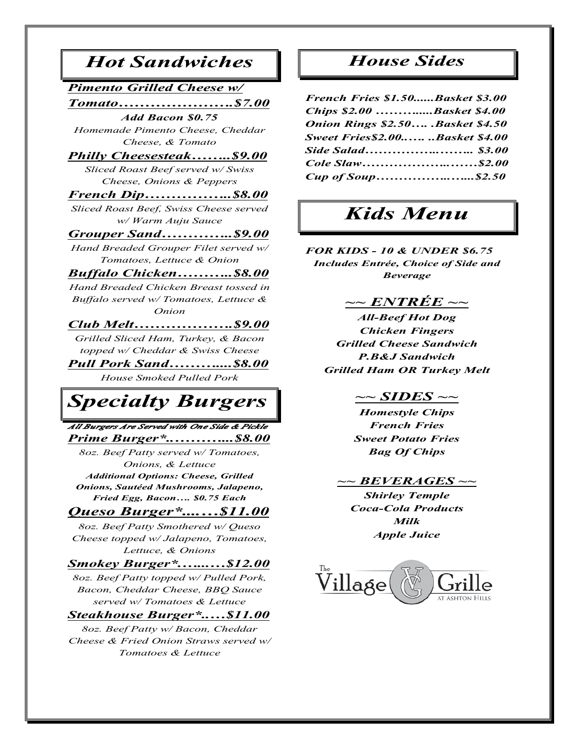# Hot Sandwiches

***Pimento Grilled Cheese w/ Tomato……………………$7.00***

***Add Bacon $0.75***

*Homemade Pimento Cheese, Cheddar Cheese, & Tomato*

***Philly Cheesesteak……..$9.00***

*Sliced Roast Beef served w/ Swiss Cheese, Onions & Peppers*

***French Dip……………...$8.00***

*Sliced Roast Beef, Swiss Cheese served w/ Warm Auju Sauce*

***Grouper Sand…………...$9.00***

*Hand Breaded Grouper Filet served w/ Tomatoes, Lettuce & Onion*

***Buffalo Chicken………...$8.00***

*Hand Breaded Chicken Breast tossed in Buffalo served w/ Tomatoes, Lettuce & Onion*

***Club Melt………………..$9.00***

*Grilled Sliced Ham, Turkey, & Bacon topped w/ Cheddar & Swiss Cheese*

***Pull Pork Sand………....$8.00***

*House Smoked Pulled Pork*

# Specialty Burgers

***All Burgers Are Served with One Side & Pickle***

***Prime Burger*.………....$8.00***

*8oz. Beef Patty served w/ Tomatoes, Onions, & Lettuce*

***Additional Options: Cheese, Grilled Onions, Sautéed Mushrooms, Jalapeno, Fried Egg, Bacon…. $0.75 Each***

***Queso Burger*...….$11.00***

*8oz. Beef Patty Smothered w/ Queso Cheese topped w/ Jalapeno, Tomatoes, Lettuce, & Onions*

***Smokey Burger*…...….$12.00***

*8oz. Beef Patty topped w/ Pulled Pork, Bacon, Cheddar Cheese, BBQ Sauce served w/ Tomatoes & Lettuce*

***Steakhouse Burger*.….$11.00***

*8oz. Beef Patty w/ Bacon, Cheddar Cheese & Fried Onion Straws served w/ Tomatoes & Lettuce*

# House Sides

***French Fries $1.50......Basket $3.00***
***Chips $2.00 ………......Basket $4.00***
***Onion Rings $2.50…. .Basket $4.50***
***Sweet Fries$2.00.….. ..Basket $4.00***
***Side Salad……………..…….. $3.00***
***Cole Slaw………………..…….$2.00***
***Cup of Soup……………..…....$2.50***

# Kids Menu

***FOR KIDS - 10 & UNDER $6.75***

***Includes Entrée, Choice of Side and Beverage***

### ~~ ENTRÉE ~~

***All-Beef Hot Dog***
***Chicken Fingers***
***Grilled Cheese Sandwich***
***P.B&J Sandwich***
***Grilled Ham OR Turkey Melt***

### ~~ SIDES ~~

***Homestyle Chips***
***French Fries***
***Sweet Potato Fries***
***Bag Of Chips***

### ~~ BEVERAGES ~~

***Shirley Temple***
***Coca-Cola Products***
***Milk***
***Apple Juice***

The Village Grille at Ashton Hills